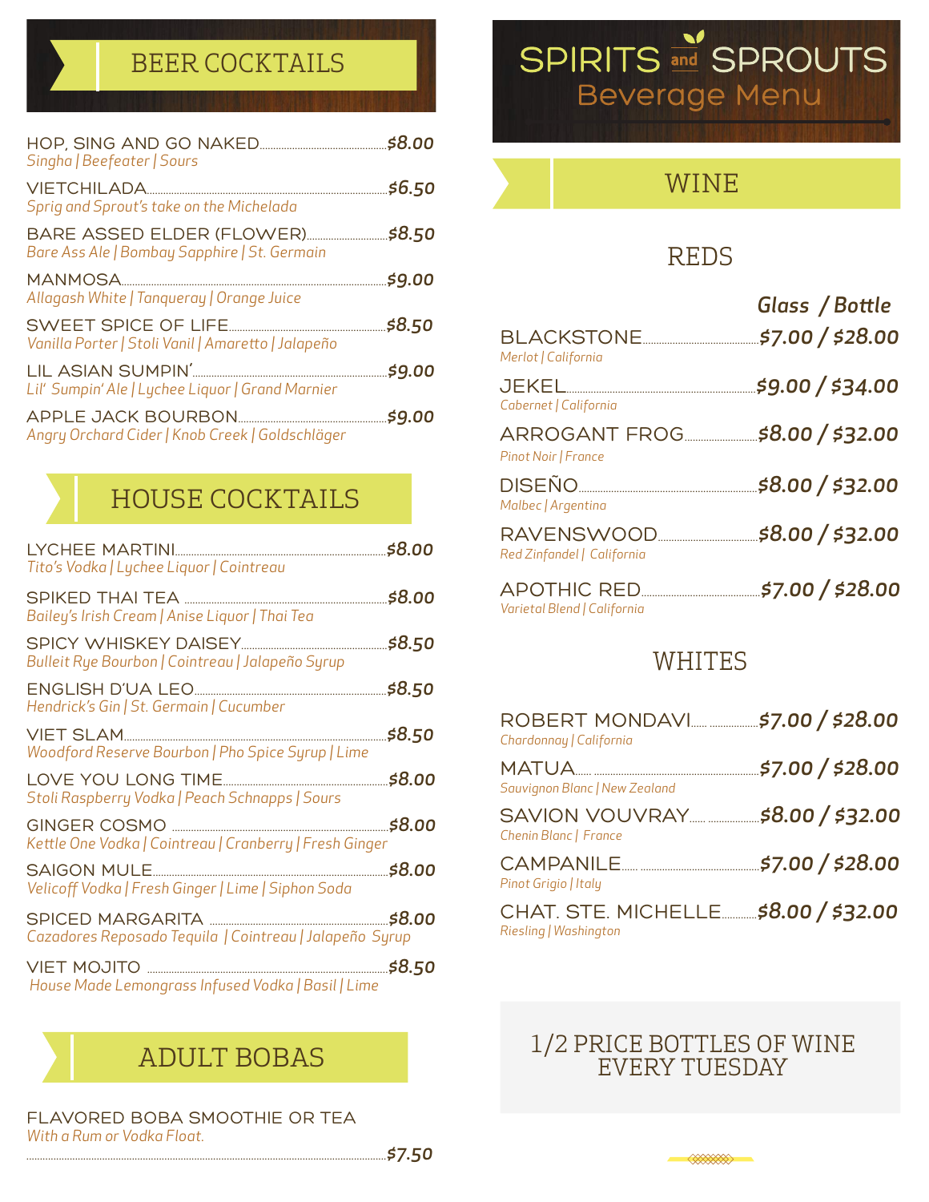# SPIRITS and SPROUTS
## Beverage Menu

## BEER COCKTAILS

**HOP, SING AND GO NAKED** ............ *$8.00*
*Singha | Beefeater | Sours*

**VIETCHILADA** ............ *$6.50*
*Sprig and Sprout's take on the Michelada*

**BARE ASSED ELDER (FLOWER)** ............ *$8.50*
*Bare Ass Ale | Bombay Sapphire | St. Germain*

**MANMOSA** ............ *$9.00*
*Allagash White | Tanqueray | Orange Juice*

**SWEET SPICE OF LIFE** ............ *$8.50*
*Vanilla Porter | Stoli Vanil | Amaretto | Jalapeño*

**LIL ASIAN SUMPIN'** ............ *$9.00*
*Lil' Sumpin' Ale | Lychee Liquor | Grand Marnier*

**APPLE JACK BOURBON** ............ *$9.00*
*Angry Orchard Cider | Knob Creek | Goldschläger*

## HOUSE COCKTAILS

**LYCHEE MARTINI** ............ *$8.00*
*Tito's Vodka | Lychee Liquor | Cointreau*

**SPIKED THAI TEA** ............ *$8.00*
*Bailey's Irish Cream | Anise Liquor | Thai Tea*

**SPICY WHISKEY DAISEY** ............ *$8.50*
*Bulleit Rye Bourbon | Cointreau | Jalapeño Syrup*

**ENGLISH D'UA LEO** ............ *$8.50*
*Hendrick's Gin | St. Germain | Cucumber*

**VIET SLAM** ............ *$8.50*
*Woodford Reserve Bourbon | Pho Spice Syrup | Lime*

**LOVE YOU LONG TIME** ............ *$8.00*
*Stoli Raspberry Vodka | Peach Schnapps | Sours*

**GINGER COSMO** ............ *$8.00*
*Kettle One Vodka | Cointreau | Cranberry | Fresh Ginger*

**SAIGON MULE** ............ *$8.00*
*Velicoff Vodka | Fresh Ginger | Lime | Siphon Soda*

**SPICED MARGARITA** ............ *$8.00*
*Cazadores Reposado Tequila | Cointreau | Jalapeño Syrup*

**VIET MOJITO** ............ *$8.50*
*House Made Lemongrass Infused Vodka | Basil | Lime*

## ADULT BOBAS

**FLAVORED BOBA SMOOTHIE OR TEA**
*With a Rum or Vodka Float.*
............ *$7.50*

## WINE

### REDS

| | *Glass / Bottle* |
|---|---|
| **BLACKSTONE**<br>*Merlot \| California* | *$7.00 / $28.00* |
| **JEKEL**<br>*Cabernet \| California* | *$9.00 / $34.00* |
| **ARROGANT FROG**<br>*Pinot Noir \| France* | *$8.00 / $32.00* |
| **DISEÑO**<br>*Malbec \| Argentina* | *$8.00 / $32.00* |
| **RAVENSWOOD**<br>*Red Zinfandel \| California* | *$8.00 / $32.00* |
| **APOTHIC RED**<br>*Varietal Blend \| California* | *$7.00 / $28.00* |

### WHITES

| | *Glass / Bottle* |
|---|---|
| **ROBERT MONDAVI**<br>*Chardonnay \| California* | *$7.00 / $28.00* |
| **MATUA**<br>*Sauvignon Blanc \| New Zealand* | *$7.00 / $28.00* |
| **SAVION VOUVRAY**<br>*Chenin Blanc \| France* | *$8.00 / $32.00* |
| **CAMPANILE**<br>*Pinot Grigio \| Italy* | *$7.00 / $28.00* |
| **CHAT. STE. MICHELLE**<br>*Riesling \| Washington* | *$8.00 / $32.00* |

**1/2 PRICE BOTTLES OF WINE EVERY TUESDAY**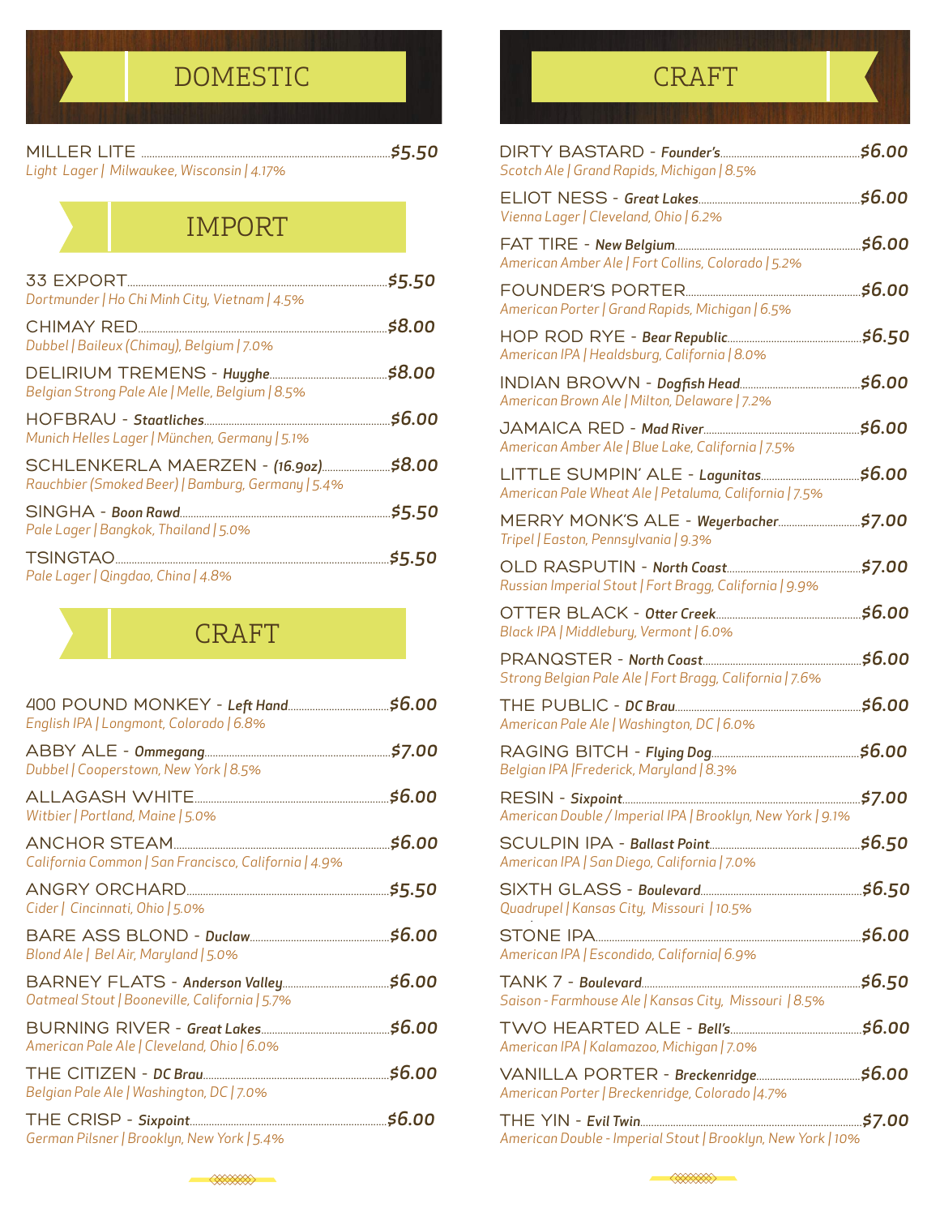## DOMESTIC

**MILLER LITE** ........ ***$5.50***
*Light Lager | Milwaukee, Wisconsin | 4.17%*

## IMPORT

**33 EXPORT** ........ ***$5.50***
*Dortmunder | Ho Chi Minh City, Vietnam | 4.5%*

**CHIMAY RED** ........ ***$8.00***
*Dubbel | Baileux (Chimay), Belgium | 7.0%*

**DELIRIUM TREMENS** - ***Huyghe*** ........ ***$8.00***
*Belgian Strong Pale Ale | Melle, Belgium | 8.5%*

**HOFBRAU** - ***Staatliches*** ........ ***$6.00***
*Munich Helles Lager | München, Germany | 5.1%*

**SCHLENKERLA MAERZEN** - ***(16.9oz)*** ........ ***$8.00***
*Rauchbier (Smoked Beer) | Bamburg, Germany | 5.4%*

**SINGHA** - ***Boon Rawd*** ........ ***$5.50***
*Pale Lager | Bangkok, Thailand | 5.0%*

**TSINGTAO** ........ ***$5.50***
*Pale Lager | Qingdao, China | 4.8%*

## CRAFT

**400 POUND MONKEY** - ***Left Hand*** ........ ***$6.00***
*English IPA | Longmont, Colorado | 6.8%*

**ABBY ALE** - ***Ommegang*** ........ ***$7.00***
*Dubbel | Cooperstown, New York | 8.5%*

**ALLAGASH WHITE** ........ ***$6.00***
*Witbier | Portland, Maine | 5.0%*

**ANCHOR STEAM** ........ ***$6.00***
*California Common | San Francisco, California | 4.9%*

**ANGRY ORCHARD** ........ ***$5.50***
*Cider | Cincinnati, Ohio | 5.0%*

**BARE ASS BLOND** - ***Duclaw*** ........ ***$6.00***
*Blond Ale | Bel Air, Maryland | 5.0%*

**BARNEY FLATS** - ***Anderson Valley*** ........ ***$6.00***
*Oatmeal Stout | Booneville, California | 5.7%*

**BURNING RIVER** - ***Great Lakes*** ........ ***$6.00***
*American Pale Ale | Cleveland, Ohio | 6.0%*

**THE CITIZEN** - ***DC Brau*** ........ ***$6.00***
*Belgian Pale Ale | Washington, DC | 7.0%*

**THE CRISP** - ***Sixpoint*** ........ ***$6.00***
*German Pilsner | Brooklyn, New York | 5.4%*

## CRAFT

**DIRTY BASTARD** - ***Founder's*** ........ ***$6.00***
*Scotch Ale | Grand Rapids, Michigan | 8.5%*

**ELIOT NESS** - ***Great Lakes*** ........ ***$6.00***
*Vienna Lager | Cleveland, Ohio | 6.2%*

**FAT TIRE** - ***New Belgium*** ........ ***$6.00***
*American Amber Ale | Fort Collins, Colorado | 5.2%*

**FOUNDER'S PORTER** ........ ***$6.00***
*American Porter | Grand Rapids, Michigan | 6.5%*

**HOP ROD RYE** - ***Bear Republic*** ........ ***$6.50***
*American IPA | Healdsburg, California | 8.0%*

**INDIAN BROWN** - ***Dogfish Head*** ........ ***$6.00***
*American Brown Ale | Milton, Delaware | 7.2%*

**JAMAICA RED** - ***Mad River*** ........ ***$6.00***
*American Amber Ale | Blue Lake, California | 7.5%*

**LITTLE SUMPIN' ALE** - ***Lagunitas*** ........ ***$6.00***
*American Pale Wheat Ale | Petaluma, California | 7.5%*

**MERRY MONK'S ALE** - ***Weyerbacher*** ........ ***$7.00***
*Tripel | Easton, Pennsylvania | 9.3%*

**OLD RASPUTIN** - ***North Coast*** ........ ***$7.00***
*Russian Imperial Stout | Fort Bragg, California | 9.9%*

**OTTER BLACK** - ***Otter Creek*** ........ ***$6.00***
*Black IPA | Middlebury, Vermont | 6.0%*

**PRANQSTER** - ***North Coast*** ........ ***$6.00***
*Strong Belgian Pale Ale | Fort Bragg, California | 7.6%*

**THE PUBLIC** - ***DC Brau*** ........ ***$6.00***
*American Pale Ale | Washington, DC | 6.0%*

**RAGING BITCH** - ***Flying Dog*** ........ ***$6.00***
*Belgian IPA |Frederick, Maryland | 8.3%*

**RESIN** - ***Sixpoint*** ........ ***$7.00***
*American Double / Imperial IPA | Brooklyn, New York | 9.1%*

**SCULPIN IPA** - ***Ballast Point*** ........ ***$6.50***
*American IPA | San Diego, California | 7.0%*

**SIXTH GLASS** - ***Boulevard*** ........ ***$6.50***
*Quadrupel | Kansas City, Missouri | 10.5%*

**STONE IPA** ........ ***$6.00***
*American IPA | Escondido, California| 6.9%*

**TANK 7** - ***Boulevard*** ........ ***$6.50***
*Saison - Farmhouse Ale | Kansas City, Missouri | 8.5%*

**TWO HEARTED ALE** - ***Bell's*** ........ ***$6.00***
*American IPA | Kalamazoo, Michigan | 7.0%*

**VANILLA PORTER** - ***Breckenridge*** ........ ***$6.00***
*American Porter | Breckenridge, Colorado |4.7%*

**THE YIN** - ***Evil Twin*** ........ ***$7.00***
*American Double - Imperial Stout | Brooklyn, New York | 10%*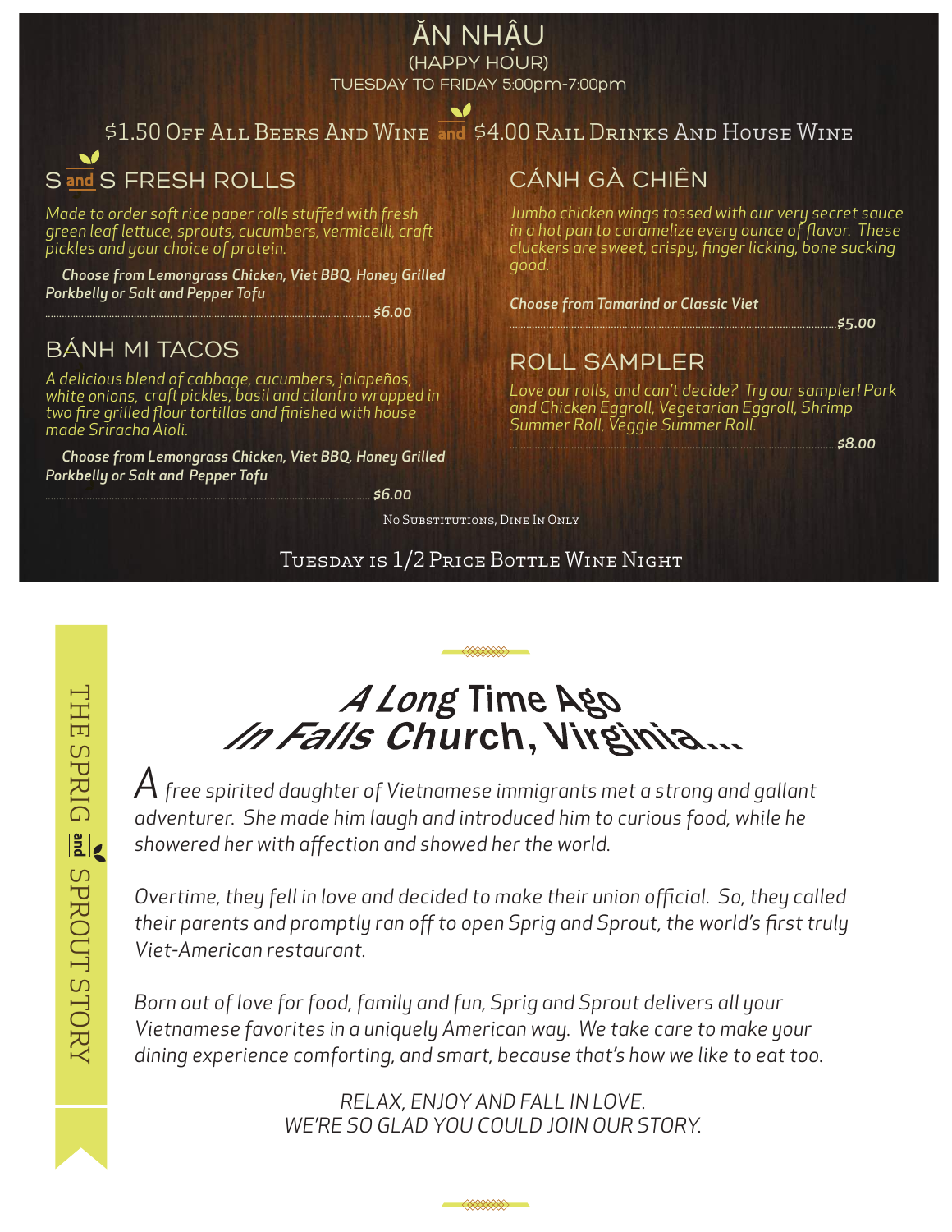# ĂN NHẬU

(HAPPY HOUR)

TUESDAY TO FRIDAY 5:00pm-7:00pm

$1.50 Off All Beers And Wine and $4.00 Rail Drinks And House Wine

## S and S FRESH ROLLS

*Made to order soft rice paper rolls stuffed with fresh green leaf lettuce, sprouts, cucumbers, vermicelli, craft pickles and your choice of protein.*

***Choose from Lemongrass Chicken, Viet BBQ, Honey Grilled Porkbelly or Salt and Pepper Tofu***

***$6.00***

## BÁNH MI TACOS

*A delicious blend of cabbage, cucumbers, jalapeños, white onions, craft pickles, basil and cilantro wrapped in two fire grilled flour tortillas and finished with house made Sriracha Aioli.*

***Choose from Lemongrass Chicken, Viet BBQ, Honey Grilled Porkbelly or Salt and Pepper Tofu***

***$6.00***

## CÁNH GÀ CHIÊN

*Jumbo chicken wings tossed with our very secret sauce in a hot pan to caramelize every ounce of flavor. These cluckers are sweet, crispy, finger licking, bone sucking good.*

***Choose from Tamarind or Classic Viet***

***$5.00***

## ROLL SAMPLER

*Love our rolls, and can't decide? Try our sampler! Pork and Chicken Eggroll, Vegetarian Eggroll, Shrimp Summer Roll, Veggie Summer Roll.*

***$8.00***

No Substitutions, Dine In Only

Tuesday is 1/2 Price Bottle Wine Night

THE SPRIG and SPROUT STORY

# *A Long* Time Ago *In Falls* Church, Virginia...

*A free spirited daughter of Vietnamese immigrants met a strong and gallant adventurer. She made him laugh and introduced him to curious food, while he showered her with affection and showed her the world.*

*Overtime, they fell in love and decided to make their union official. So, they called their parents and promptly ran off to open Sprig and Sprout, the world's first truly Viet-American restaurant.*

*Born out of love for food, family and fun, Sprig and Sprout delivers all your Vietnamese favorites in a uniquely American way. We take care to make your dining experience comforting, and smart, because that's how we like to eat too.*

*RELAX, ENJOY AND FALL IN LOVE.*
*WE'RE SO GLAD YOU COULD JOIN OUR STORY.*